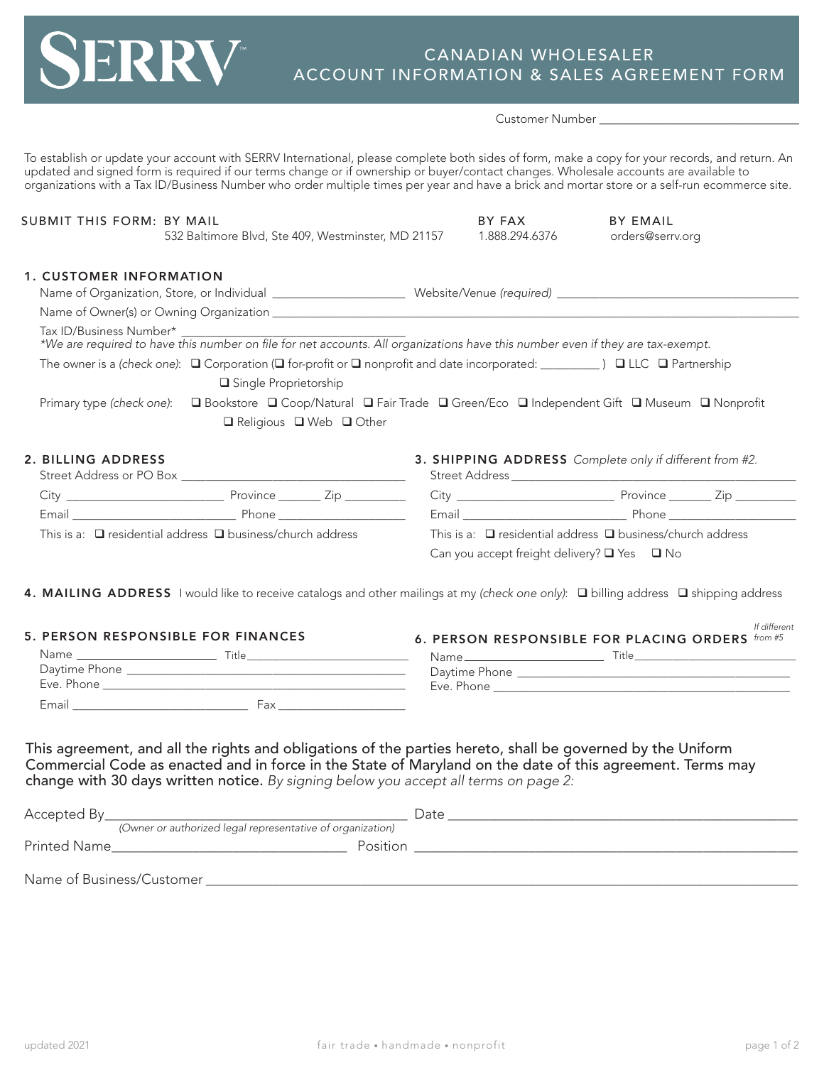# SERRV

## CANADIAN WHOLESALER ACCOUNT INFORMATION & SALES AGREEMENT FORM

Customer Number ______________________

To establish or update your account with SERRV International, please complete both sides of form, make a copy for your records, and return. An updated and signed form is required if our terms change or if ownership or buyer/contact changes. Wholesale accounts are available to organizations with a Tax ID/Business Number who order multiple times per year and have a brick and mortar store or a self-run ecommerce site.

**SUBMIT THIS FORM:**

- **BY MAIL** 532 Baltimore Blvd, Ste 409, Westminster, MD 21157
- **BY FAX** 1.888.294.6376
- **BY EMAIL** orders@serrv.org

### 1. CUSTOMER INFORMATION

Name of Organization, Store, or Individual ____________________ Website/Venue *(required)* ______________________

Name of Owner(s) or Owning Organization ______________________

Tax ID/Business Number* ______________________

*\*We are required to have this number on file for net accounts. All organizations have this number even if they are tax-exempt.*

The owner is a *(check one)*: ❑ Corporation (❑ for-profit or ❑ nonprofit and date incorporated: _________ ) ❑ LLC ❑ Partnership ❑ Single Proprietorship

Primary type *(check one)*: ❑ Bookstore ❑ Coop/Natural ❑ Fair Trade ❑ Green/Eco ❑ Independent Gift ❑ Museum ❑ Nonprofit ❑ Religious ❑ Web ❑ Other

### 2. BILLING ADDRESS

Street Address or PO Box ______________________

City ______________ Province ______ Zip ________

Email ______________ Phone ______________

This is a: ❑ residential address ❑ business/church address

### 3. SHIPPING ADDRESS *Complete only if different from #2.*

Street Address ______________________

City ______________ Province ______ Zip ________

Email ______________ Phone ______________

This is a: ❑ residential address ❑ business/church address

Can you accept freight delivery? ❑ Yes ❑ No

### 4. MAILING ADDRESS

I would like to receive catalogs and other mailings at my *(check one only)*: ❑ billing address ❑ shipping address

### 5. PERSON RESPONSIBLE FOR FINANCES

Name ______________ Title ______________

Daytime Phone ______________________

Eve. Phone ______________________

Email ______________ Fax ______________

### 6. PERSON RESPONSIBLE FOR PLACING ORDERS *If different from #5*

Name ______________ Title ______________

Daytime Phone ______________________

Eve. Phone ______________________

This agreement, and all the rights and obligations of the parties hereto, shall be governed by the Uniform Commercial Code as enacted and in force in the State of Maryland on the date of this agreement. Terms may change with 30 days written notice. *By signing below you accept all terms on page 2:*

Accepted By ______________________ Date ______________________
*(Owner or authorized legal representative of organization)*

Printed Name ______________________ Position ______________________

Name of Business/Customer ______________________

updated 2021

fair trade • handmade • nonprofit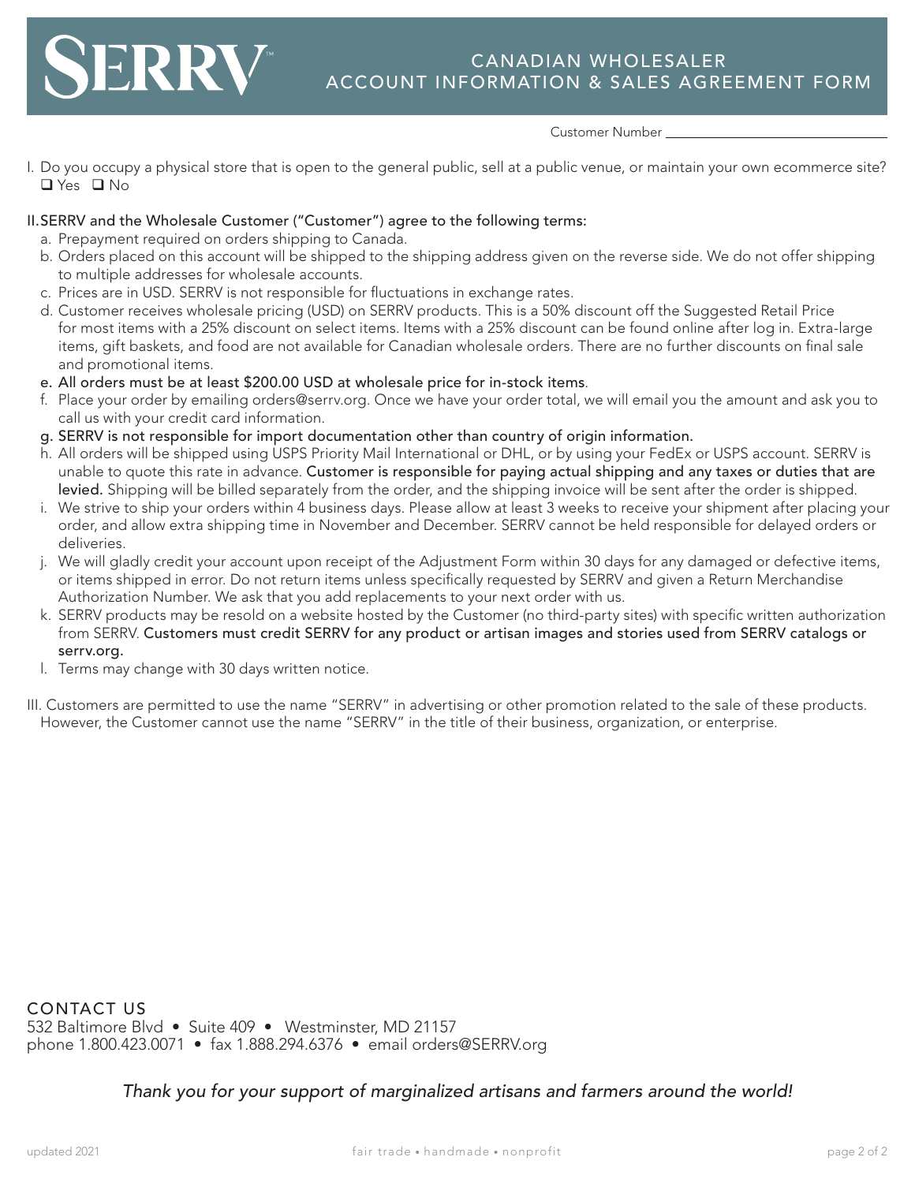# SERRV™

## CANADIAN WHOLESALER ACCOUNT INFORMATION & SALES AGREEMENT FORM

Customer Number ______________________

I. Do you occupy a physical store that is open to the general public, sell at a public venue, or maintain your own ecommerce site?
❑ Yes ❑ No

II. SERRV and the Wholesale Customer ("Customer") agree to the following terms:

a. Prepayment required on orders shipping to Canada.
b. Orders placed on this account will be shipped to the shipping address given on the reverse side. We do not offer shipping to multiple addresses for wholesale accounts.
c. Prices are in USD. SERRV is not responsible for fluctuations in exchange rates.
d. Customer receives wholesale pricing (USD) on SERRV products. This is a 50% discount off the Suggested Retail Price for most items with a 25% discount on select items. Items with a 25% discount can be found online after log in. Extra-large items, gift baskets, and food are not available for Canadian wholesale orders. There are no further discounts on final sale and promotional items.
e. **All orders must be at least $200.00 USD at wholesale price for in-stock items**.
f. Place your order by emailing orders@serrv.org. Once we have your order total, we will email you the amount and ask you to call us with your credit card information.
g. **SERRV is not responsible for import documentation other than country of origin information.**
h. All orders will be shipped using USPS Priority Mail International or DHL, or by using your FedEx or USPS account. SERRV is unable to quote this rate in advance. **Customer is responsible for paying actual shipping and any taxes or duties that are levied.** Shipping will be billed separately from the order, and the shipping invoice will be sent after the order is shipped.
i. We strive to ship your orders within 4 business days. Please allow at least 3 weeks to receive your shipment after placing your order, and allow extra shipping time in November and December. SERRV cannot be held responsible for delayed orders or deliveries.
j. We will gladly credit your account upon receipt of the Adjustment Form within 30 days for any damaged or defective items, or items shipped in error. Do not return items unless specifically requested by SERRV and given a Return Merchandise Authorization Number. We ask that you add replacements to your next order with us.
k. SERRV products may be resold on a website hosted by the Customer (no third-party sites) with specific written authorization from SERRV. **Customers must credit SERRV for any product or artisan images and stories used from SERRV catalogs or serrv.org.**
l. Terms may change with 30 days written notice.

III. Customers are permitted to use the name "SERRV" in advertising or other promotion related to the sale of these products. However, the Customer cannot use the name "SERRV" in the title of their business, organization, or enterprise.

## CONTACT US

532 Baltimore Blvd • Suite 409 • Westminster, MD 21157
phone 1.800.423.0071 • fax 1.888.294.6376 • email orders@SERRV.org

*Thank you for your support of marginalized artisans and farmers around the world!*

updated 2021 fair trade • handmade • nonprofit